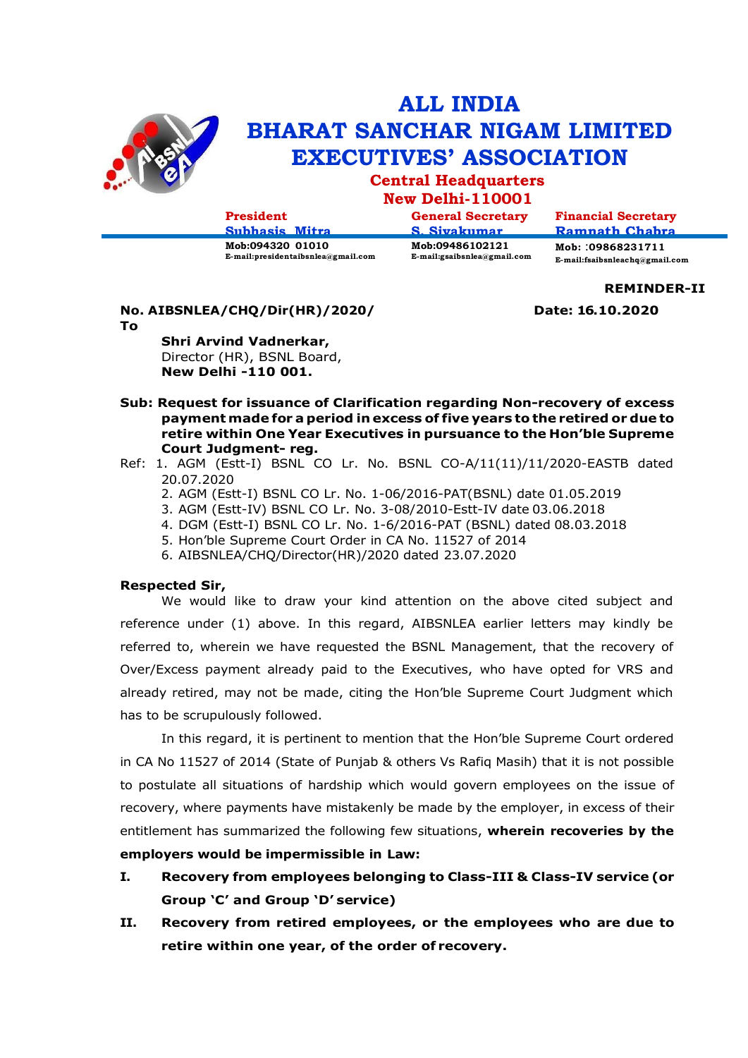# ALL INDIA BHARAT SANCHAR NIGAM LIMITED EXECUTIVES' ASSOCIATION

**Central Headquarters**
**New Delhi-110001**

| President | General Secretary | Financial Secretary |
|---|---|---|
| Subhasis Mitra | S. Sivakumar | Ramnath Chabra |
| Mob:094320 01010 | Mob:09486102121 | Mob: :09868231711 |
| E-mail:presidentaibsnlea@gmail.com | E-mail:gsaibsnlea@gmail.com | E-mail:fsaibsnleachq@gmail.com |

**REMINDER-II**

**No. AIBSNLEA/CHQ/Dir(HR)/2020/** **Date: 16.10.2020**

**To**

**Shri Arvind Vadnerkar,**
Director (HR), BSNL Board,
**New Delhi -110 001.**

**Sub: Request for issuance of Clarification regarding Non-recovery of excess payment made for a period in excess of five years to the retired or due to retire within One Year Executives in pursuance to the Hon'ble Supreme Court Judgment- reg.**

Ref: 1. AGM (Estt-I) BSNL CO Lr. No. BSNL CO-A/11(11)/11/2020-EASTB dated 20.07.2020
2. AGM (Estt-I) BSNL CO Lr. No. 1-06/2016-PAT(BSNL) date 01.05.2019
3. AGM (Estt-IV) BSNL CO Lr. No. 3-08/2010-Estt-IV date 03.06.2018
4. DGM (Estt-I) BSNL CO Lr. No. 1-6/2016-PAT (BSNL) dated 08.03.2018
5. Hon'ble Supreme Court Order in CA No. 11527 of 2014
6. AIBSNLEA/CHQ/Director(HR)/2020 dated 23.07.2020

**Respected Sir,**

We would like to draw your kind attention on the above cited subject and reference under (1) above. In this regard, AIBSNLEA earlier letters may kindly be referred to, wherein we have requested the BSNL Management, that the recovery of Over/Excess payment already paid to the Executives, who have opted for VRS and already retired, may not be made, citing the Hon'ble Supreme Court Judgment which has to be scrupulously followed.

In this regard, it is pertinent to mention that the Hon'ble Supreme Court ordered in CA No 11527 of 2014 (State of Punjab & others Vs Rafiq Masih) that it is not possible to postulate all situations of hardship which would govern employees on the issue of recovery, where payments have mistakenly be made by the employer, in excess of their entitlement has summarized the following few situations, **wherein recoveries by the employers would be impermissible in Law:**

**I. Recovery from employees belonging to Class-III & Class-IV service (or Group 'C' and Group 'D' service)**

**II. Recovery from retired employees, or the employees who are due to retire within one year, of the order of recovery.**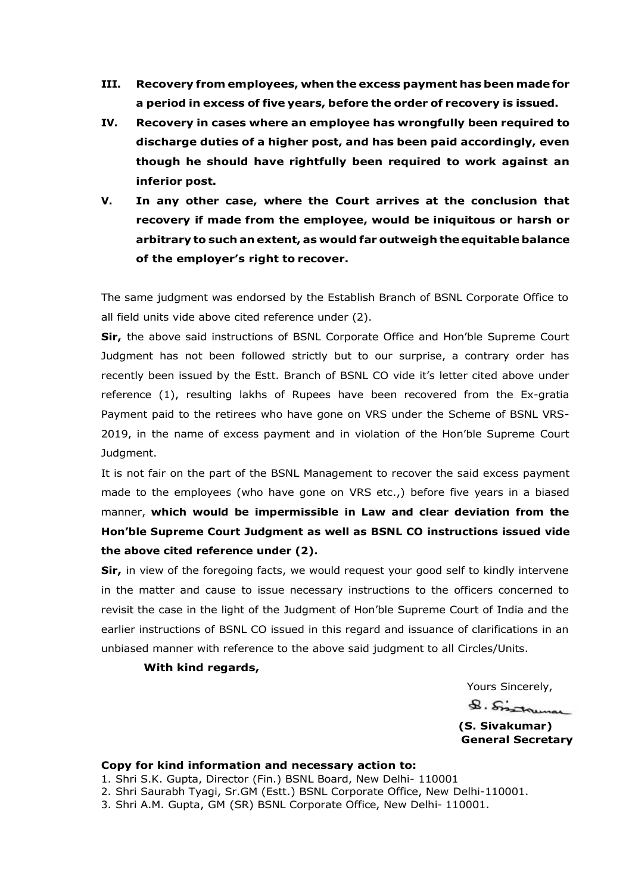**III. Recovery from employees, when the excess payment has been made for a period in excess of five years, before the order of recovery is issued.**

**IV. Recovery in cases where an employee has wrongfully been required to discharge duties of a higher post, and has been paid accordingly, even though he should have rightfully been required to work against an inferior post.**

**V. In any other case, where the Court arrives at the conclusion that recovery if made from the employee, would be iniquitous or harsh or arbitrary to such an extent, as would far outweigh the equitable balance of the employer's right to recover.**

The same judgment was endorsed by the Establish Branch of BSNL Corporate Office to all field units vide above cited reference under (2).

**Sir,** the above said instructions of BSNL Corporate Office and Hon'ble Supreme Court Judgment has not been followed strictly but to our surprise, a contrary order has recently been issued by the Estt. Branch of BSNL CO vide it's letter cited above under reference (1), resulting lakhs of Rupees have been recovered from the Ex-gratia Payment paid to the retirees who have gone on VRS under the Scheme of BSNL VRS-2019, in the name of excess payment and in violation of the Hon'ble Supreme Court Judgment.

It is not fair on the part of the BSNL Management to recover the said excess payment made to the employees (who have gone on VRS etc.,) before five years in a biased manner, **which would be impermissible in Law and clear deviation from the Hon'ble Supreme Court Judgment as well as BSNL CO instructions issued vide the above cited reference under (2).**

**Sir,** in view of the foregoing facts, we would request your good self to kindly intervene in the matter and cause to issue necessary instructions to the officers concerned to revisit the case in the light of the Judgment of Hon'ble Supreme Court of India and the earlier instructions of BSNL CO issued in this regard and issuance of clarifications in an unbiased manner with reference to the above said judgment to all Circles/Units.

**With kind regards,**

Yours Sincerely,

S. Sivakumar

**(S. Sivakumar)**
**General Secretary**

**Copy for kind information and necessary action to:**

1. Shri S.K. Gupta, Director (Fin.) BSNL Board, New Delhi- 110001
2. Shri Saurabh Tyagi, Sr.GM (Estt.) BSNL Corporate Office, New Delhi-110001.
3. Shri A.M. Gupta, GM (SR) BSNL Corporate Office, New Delhi- 110001.